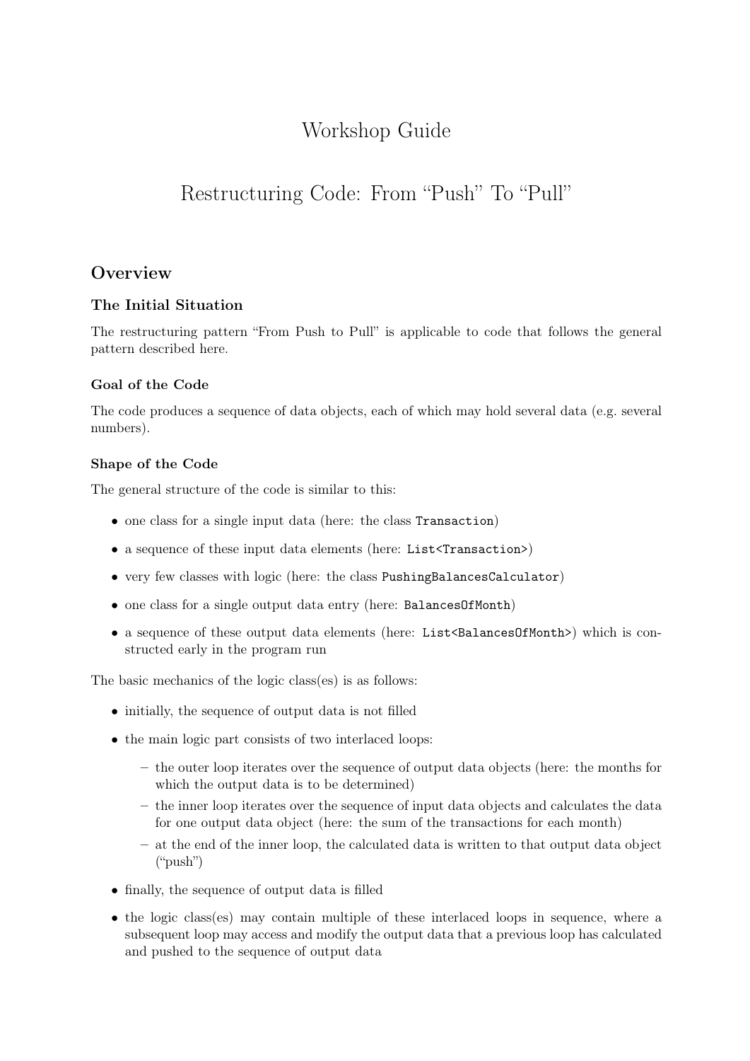# Workshop Guide

# Restructuring Code: From "Push" To "Pull"

## Overview

### The Initial Situation

The restructuring pattern "From Push to Pull" is applicable to code that follows the general pattern described here.

#### Goal of the Code

The code produces a sequence of data objects, each of which may hold several data (e.g. several numbers).

#### Shape of the Code

The general structure of the code is similar to this:

- one class for a single input data (here: the class `Transaction`)
- a sequence of these input data elements (here: `List<Transaction>`)
- very few classes with logic (here: the class `PushingBalancesCalculator`)
- one class for a single output data entry (here: `BalancesOfMonth`)
- a sequence of these output data elements (here: `List<BalancesOfMonth>`) which is constructed early in the program run

The basic mechanics of the logic class(es) is as follows:

- initially, the sequence of output data is not filled
- the main logic part consists of two interlaced loops:
  - the outer loop iterates over the sequence of output data objects (here: the months for which the output data is to be determined)
  - the inner loop iterates over the sequence of input data objects and calculates the data for one output data object (here: the sum of the transactions for each month)
  - at the end of the inner loop, the calculated data is written to that output data object ("push")
- finally, the sequence of output data is filled
- the logic class(es) may contain multiple of these interlaced loops in sequence, where a subsequent loop may access and modify the output data that a previous loop has calculated and pushed to the sequence of output data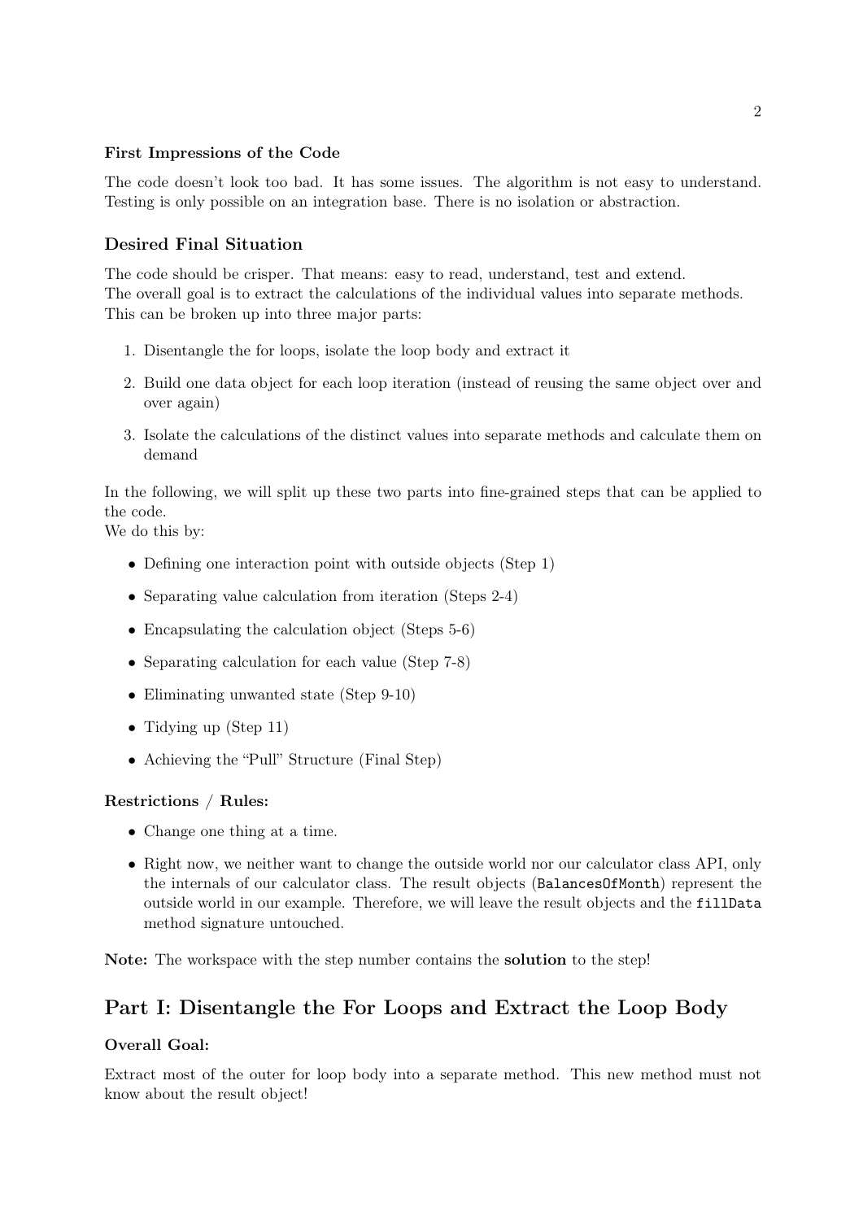**First Impressions of the Code**

The code doesn't look too bad. It has some issues. The algorithm is not easy to understand. Testing is only possible on an integration base. There is no isolation or abstraction.

### Desired Final Situation

The code should be crisper. That means: easy to read, understand, test and extend.
The overall goal is to extract the calculations of the individual values into separate methods. This can be broken up into three major parts:

1. Disentangle the for loops, isolate the loop body and extract it
2. Build one data object for each loop iteration (instead of reusing the same object over and over again)
3. Isolate the calculations of the distinct values into separate methods and calculate them on demand

In the following, we will split up these two parts into fine-grained steps that can be applied to the code.
We do this by:

- Defining one interaction point with outside objects (Step 1)
- Separating value calculation from iteration (Steps 2-4)
- Encapsulating the calculation object (Steps 5-6)
- Separating calculation for each value (Step 7-8)
- Eliminating unwanted state (Step 9-10)
- Tidying up (Step 11)
- Achieving the "Pull" Structure (Final Step)

**Restrictions / Rules:**

- Change one thing at a time.
- Right now, we neither want to change the outside world nor our calculator class API, only the internals of our calculator class. The result objects (`BalancesOfMonth`) represent the outside world in our example. Therefore, we will leave the result objects and the `fillData` method signature untouched.

**Note:** The workspace with the step number contains the **solution** to the step!

## Part I: Disentangle the For Loops and Extract the Loop Body

**Overall Goal:**

Extract most of the outer for loop body into a separate method. This new method must not know about the result object!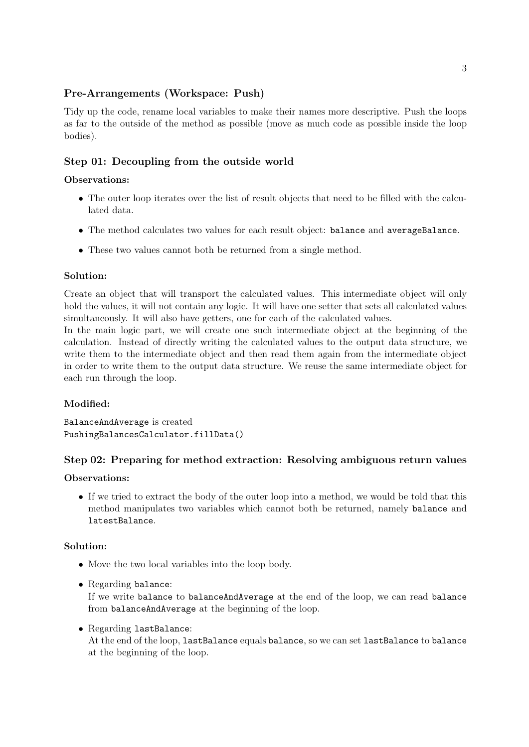### Pre-Arrangements (Workspace: Push)

Tidy up the code, rename local variables to make their names more descriptive. Push the loops as far to the outside of the method as possible (move as much code as possible inside the loop bodies).

### Step 01: Decoupling from the outside world

**Observations:**

- The outer loop iterates over the list of result objects that need to be filled with the calculated data.
- The method calculates two values for each result object: `balance` and `averageBalance`.
- These two values cannot both be returned from a single method.

**Solution:**

Create an object that will transport the calculated values. This intermediate object will only hold the values, it will not contain any logic. It will have one setter that sets all calculated values simultaneously. It will also have getters, one for each of the calculated values.
In the main logic part, we will create one such intermediate object at the beginning of the calculation. Instead of directly writing the calculated values to the output data structure, we write them to the intermediate object and then read them again from the intermediate object in order to write them to the output data structure. We reuse the same intermediate object for each run through the loop.

**Modified:**

`BalanceAndAverage` is created
`PushingBalancesCalculator.fillData()`

### Step 02: Preparing for method extraction: Resolving ambiguous return values

**Observations:**

- If we tried to extract the body of the outer loop into a method, we would be told that this method manipulates two variables which cannot both be returned, namely `balance` and `latestBalance`.

**Solution:**

- Move the two local variables into the loop body.
- Regarding `balance`:
  If we write `balance` to `balanceAndAverage` at the end of the loop, we can read `balance` from `balanceAndAverage` at the beginning of the loop.
- Regarding `lastBalance`:
  At the end of the loop, `lastBalance` equals `balance`, so we can set `lastBalance` to `balance` at the beginning of the loop.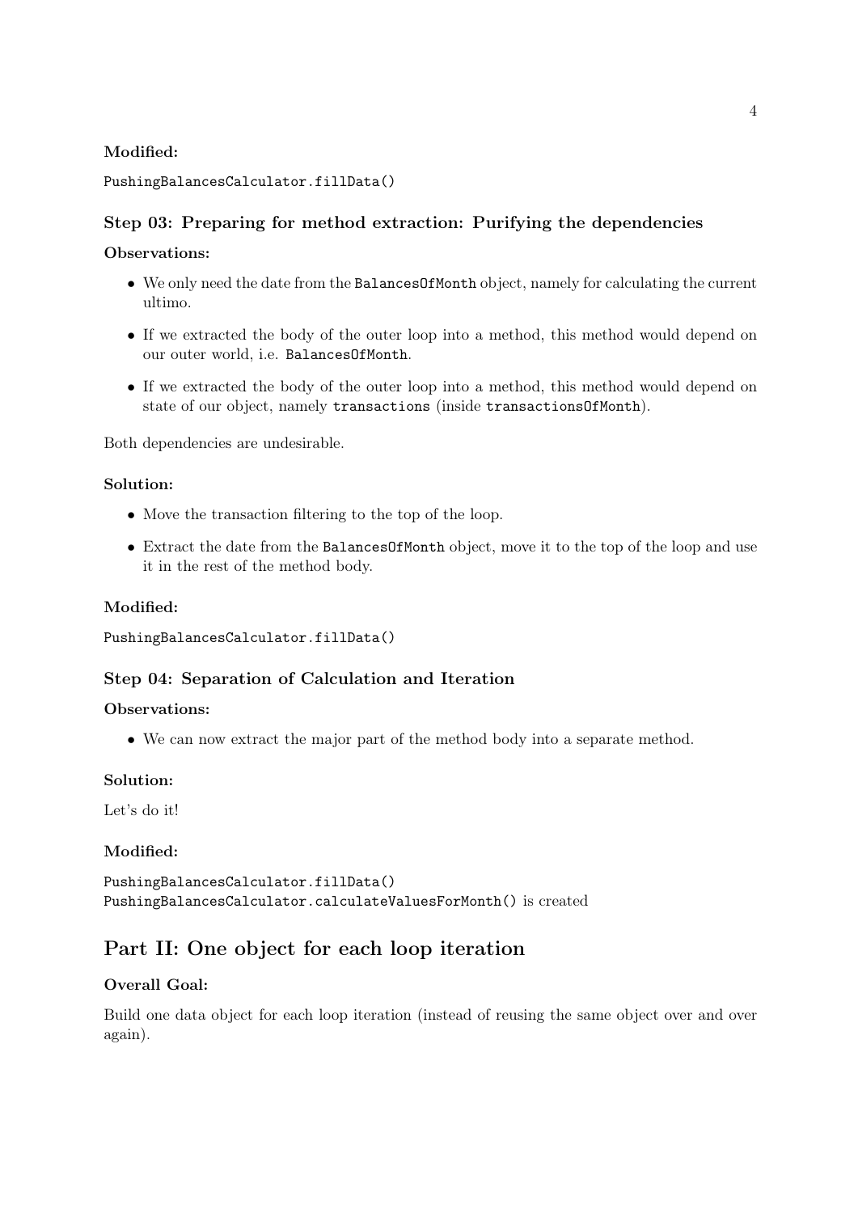**Modified:**

`PushingBalancesCalculator.fillData()`

### Step 03: Preparing for method extraction: Purifying the dependencies

**Observations:**

- We only need the date from the `BalancesOfMonth` object, namely for calculating the current ultimo.
- If we extracted the body of the outer loop into a method, this method would depend on our outer world, i.e. `BalancesOfMonth`.
- If we extracted the body of the outer loop into a method, this method would depend on state of our object, namely `transactions` (inside `transactionsOfMonth`).

Both dependencies are undesirable.

**Solution:**

- Move the transaction filtering to the top of the loop.
- Extract the date from the `BalancesOfMonth` object, move it to the top of the loop and use it in the rest of the method body.

**Modified:**

`PushingBalancesCalculator.fillData()`

### Step 04: Separation of Calculation and Iteration

**Observations:**

- We can now extract the major part of the method body into a separate method.

**Solution:**

Let's do it!

**Modified:**

`PushingBalancesCalculator.fillData()`
`PushingBalancesCalculator.calculateValuesForMonth()` is created

## Part II: One object for each loop iteration

**Overall Goal:**

Build one data object for each loop iteration (instead of reusing the same object over and over again).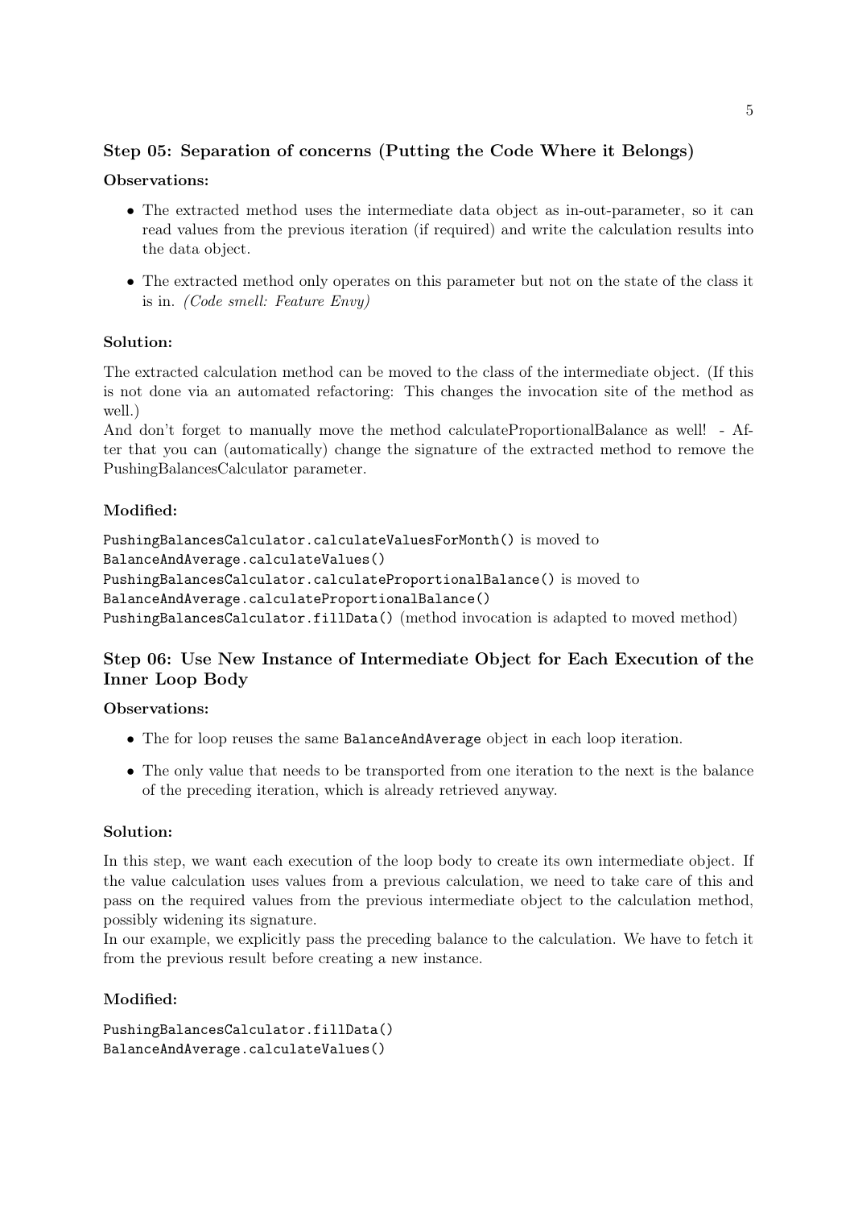### Step 05: Separation of concerns (Putting the Code Where it Belongs)

**Observations:**

- The extracted method uses the intermediate data object as in-out-parameter, so it can read values from the previous iteration (if required) and write the calculation results into the data object.
- The extracted method only operates on this parameter but not on the state of the class it is in. *(Code smell: Feature Envy)*

**Solution:**

The extracted calculation method can be moved to the class of the intermediate object. (If this is not done via an automated refactoring: This changes the invocation site of the method as well.)
And don't forget to manually move the method calculateProportionalBalance as well! - After that you can (automatically) change the signature of the extracted method to remove the PushingBalancesCalculator parameter.

**Modified:**

`PushingBalancesCalculator.calculateValuesForMonth()` is moved to
`BalanceAndAverage.calculateValues()`
`PushingBalancesCalculator.calculateProportionalBalance()` is moved to
`BalanceAndAverage.calculateProportionalBalance()`
`PushingBalancesCalculator.fillData()` (method invocation is adapted to moved method)

### Step 06: Use New Instance of Intermediate Object for Each Execution of the Inner Loop Body

**Observations:**

- The for loop reuses the same `BalanceAndAverage` object in each loop iteration.
- The only value that needs to be transported from one iteration to the next is the balance of the preceding iteration, which is already retrieved anyway.

**Solution:**

In this step, we want each execution of the loop body to create its own intermediate object. If the value calculation uses values from a previous calculation, we need to take care of this and pass on the required values from the previous intermediate object to the calculation method, possibly widening its signature.
In our example, we explicitly pass the preceding balance to the calculation. We have to fetch it from the previous result before creating a new instance.

**Modified:**

`PushingBalancesCalculator.fillData()`
`BalanceAndAverage.calculateValues()`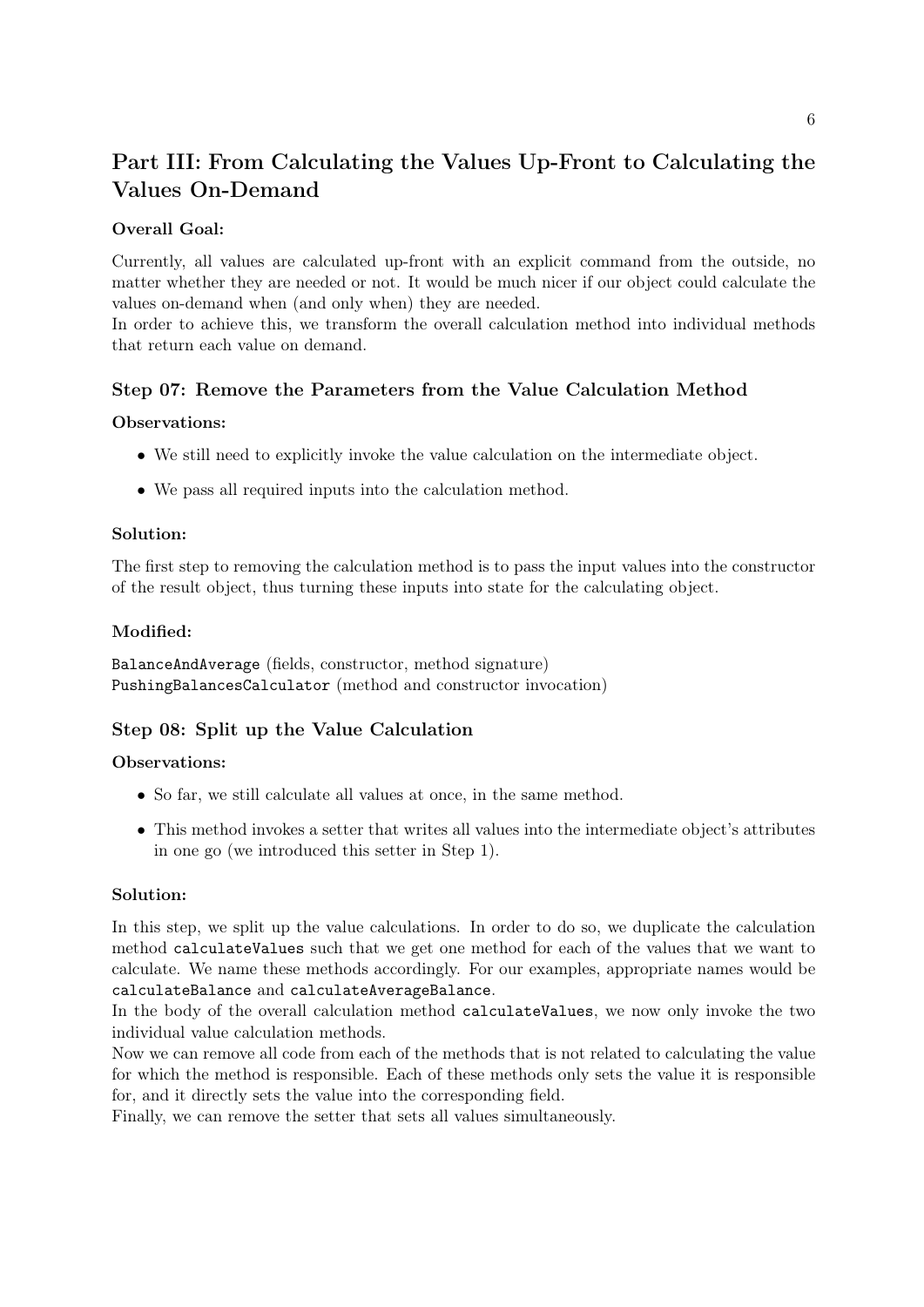## Part III: From Calculating the Values Up-Front to Calculating the Values On-Demand

**Overall Goal:**

Currently, all values are calculated up-front with an explicit command from the outside, no matter whether they are needed or not. It would be much nicer if our object could calculate the values on-demand when (and only when) they are needed.
In order to achieve this, we transform the overall calculation method into individual methods that return each value on demand.

### Step 07: Remove the Parameters from the Value Calculation Method

**Observations:**

- We still need to explicitly invoke the value calculation on the intermediate object.
- We pass all required inputs into the calculation method.

**Solution:**

The first step to removing the calculation method is to pass the input values into the constructor of the result object, thus turning these inputs into state for the calculating object.

**Modified:**

`BalanceAndAverage` (fields, constructor, method signature)
`PushingBalancesCalculator` (method and constructor invocation)

### Step 08: Split up the Value Calculation

**Observations:**

- So far, we still calculate all values at once, in the same method.
- This method invokes a setter that writes all values into the intermediate object's attributes in one go (we introduced this setter in Step 1).

**Solution:**

In this step, we split up the value calculations. In order to do so, we duplicate the calculation method `calculateValues` such that we get one method for each of the values that we want to calculate. We name these methods accordingly. For our examples, appropriate names would be `calculateBalance` and `calculateAverageBalance`.
In the body of the overall calculation method `calculateValues`, we now only invoke the two individual value calculation methods.
Now we can remove all code from each of the methods that is not related to calculating the value for which the method is responsible. Each of these methods only sets the value it is responsible for, and it directly sets the value into the corresponding field.
Finally, we can remove the setter that sets all values simultaneously.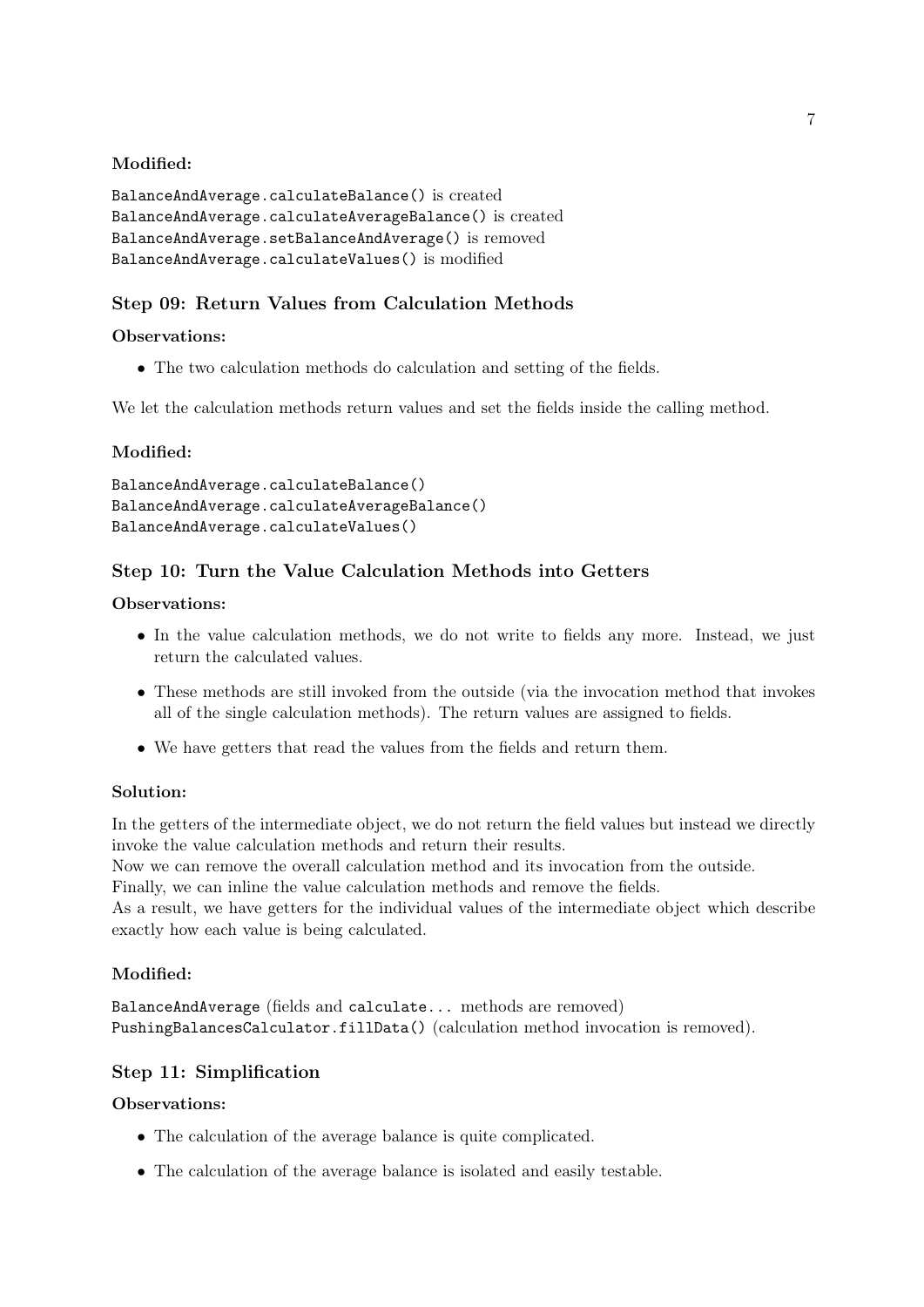**Modified:**

`BalanceAndAverage.calculateBalance()` is created
`BalanceAndAverage.calculateAverageBalance()` is created
`BalanceAndAverage.setBalanceAndAverage()` is removed
`BalanceAndAverage.calculateValues()` is modified

### Step 09: Return Values from Calculation Methods

**Observations:**

- The two calculation methods do calculation and setting of the fields.

We let the calculation methods return values and set the fields inside the calling method.

**Modified:**

`BalanceAndAverage.calculateBalance()`
`BalanceAndAverage.calculateAverageBalance()`
`BalanceAndAverage.calculateValues()`

### Step 10: Turn the Value Calculation Methods into Getters

**Observations:**

- In the value calculation methods, we do not write to fields any more. Instead, we just return the calculated values.
- These methods are still invoked from the outside (via the invocation method that invokes all of the single calculation methods). The return values are assigned to fields.
- We have getters that read the values from the fields and return them.

**Solution:**

In the getters of the intermediate object, we do not return the field values but instead we directly invoke the value calculation methods and return their results.
Now we can remove the overall calculation method and its invocation from the outside.
Finally, we can inline the value calculation methods and remove the fields.
As a result, we have getters for the individual values of the intermediate object which describe exactly how each value is being calculated.

**Modified:**

`BalanceAndAverage` (fields and `calculate...` methods are removed)
`PushingBalancesCalculator.fillData()` (calculation method invocation is removed).

### Step 11: Simplification

**Observations:**

- The calculation of the average balance is quite complicated.
- The calculation of the average balance is isolated and easily testable.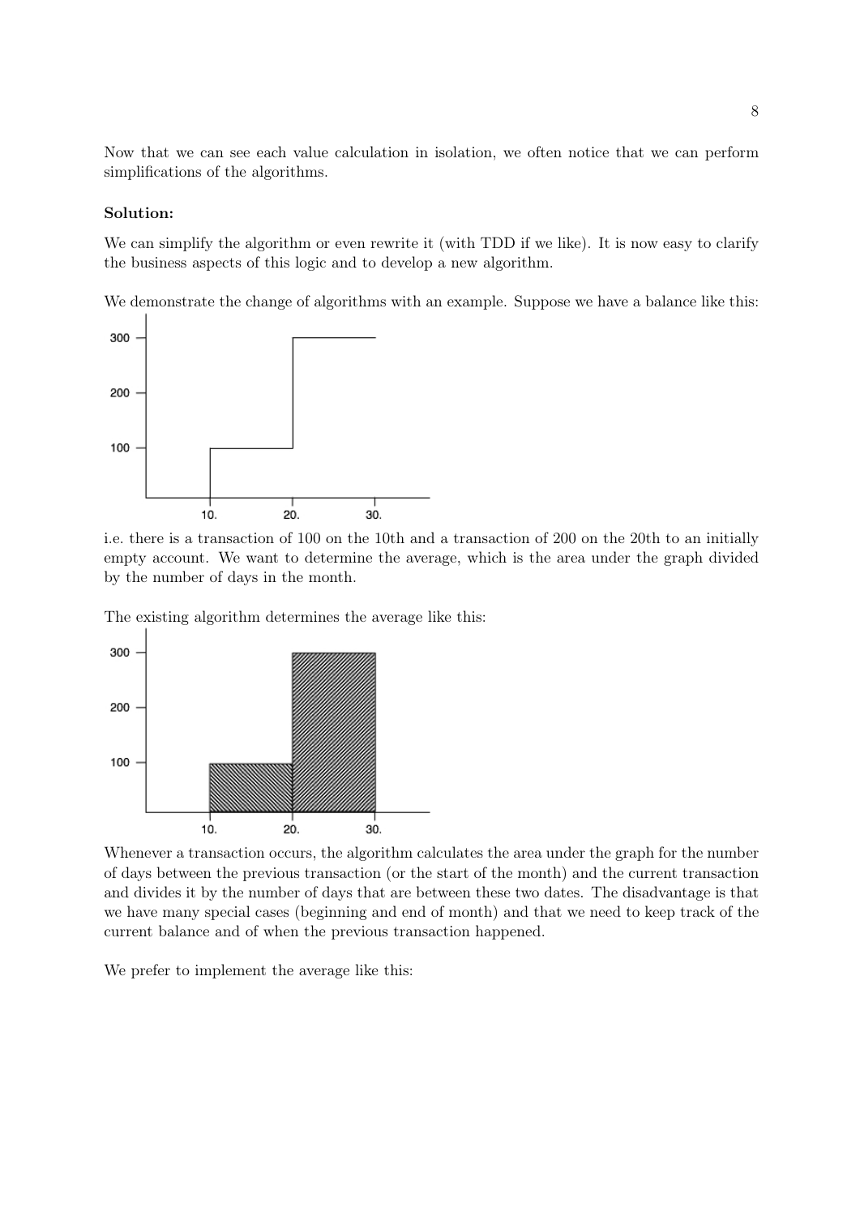Now that we can see each value calculation in isolation, we often notice that we can perform simplifications of the algorithms.

**Solution:**

We can simplify the algorithm or even rewrite it (with TDD if we like). It is now easy to clarify the business aspects of this logic and to develop a new algorithm.

We demonstrate the change of algorithms with an example. Suppose we have a balance like this:

i.e. there is a transaction of 100 on the 10th and a transaction of 200 on the 20th to an initially empty account. We want to determine the average, which is the area under the graph divided by the number of days in the month.

The existing algorithm determines the average like this:

Whenever a transaction occurs, the algorithm calculates the area under the graph for the number of days between the previous transaction (or the start of the month) and the current transaction and divides it by the number of days that are between these two dates. The disadvantage is that we have many special cases (beginning and end of month) and that we need to keep track of the current balance and of when the previous transaction happened.

We prefer to implement the average like this: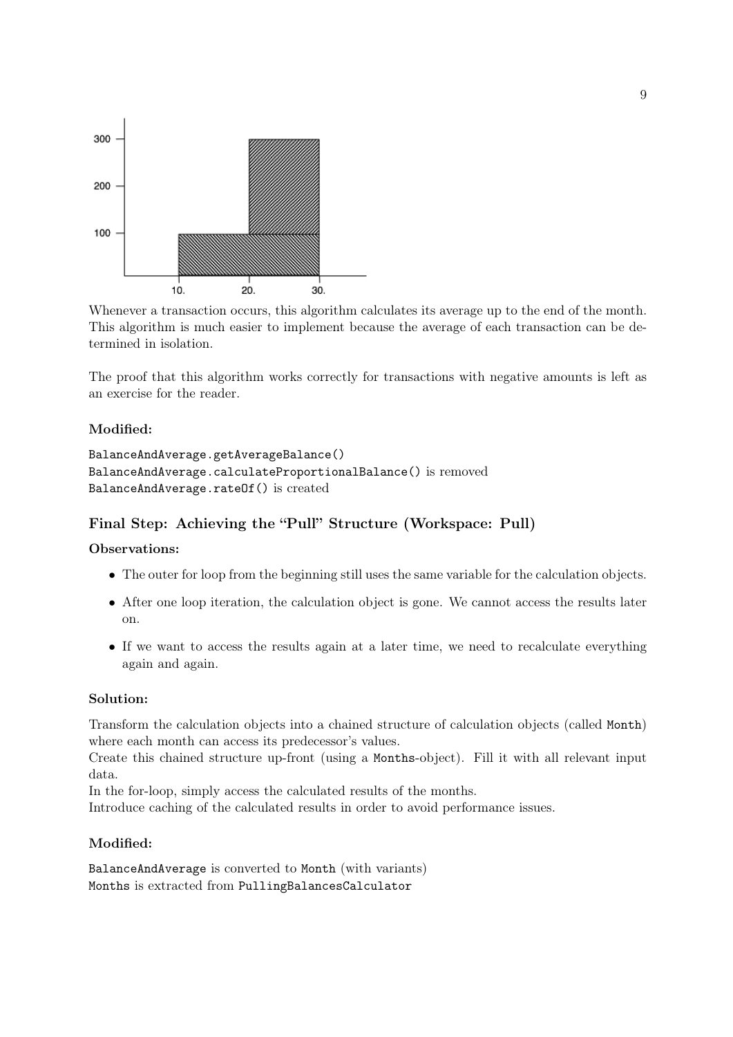Whenever a transaction occurs, this algorithm calculates its average up to the end of the month. This algorithm is much easier to implement because the average of each transaction can be determined in isolation.

The proof that this algorithm works correctly for transactions with negative amounts is left as an exercise for the reader.

**Modified:**

`BalanceAndAverage.getAverageBalance()`
`BalanceAndAverage.calculateProportionalBalance()` is removed
`BalanceAndAverage.rateOf()` is created

### Final Step: Achieving the "Pull" Structure (Workspace: Pull)

**Observations:**

- The outer for loop from the beginning still uses the same variable for the calculation objects.
- After one loop iteration, the calculation object is gone. We cannot access the results later on.
- If we want to access the results again at a later time, we need to recalculate everything again and again.

**Solution:**

Transform the calculation objects into a chained structure of calculation objects (called `Month`) where each month can access its predecessor's values.
Create this chained structure up-front (using a `Months`-object). Fill it with all relevant input data.
In the for-loop, simply access the calculated results of the months.
Introduce caching of the calculated results in order to avoid performance issues.

**Modified:**

`BalanceAndAverage` is converted to `Month` (with variants)
`Months` is extracted from `PullingBalancesCalculator`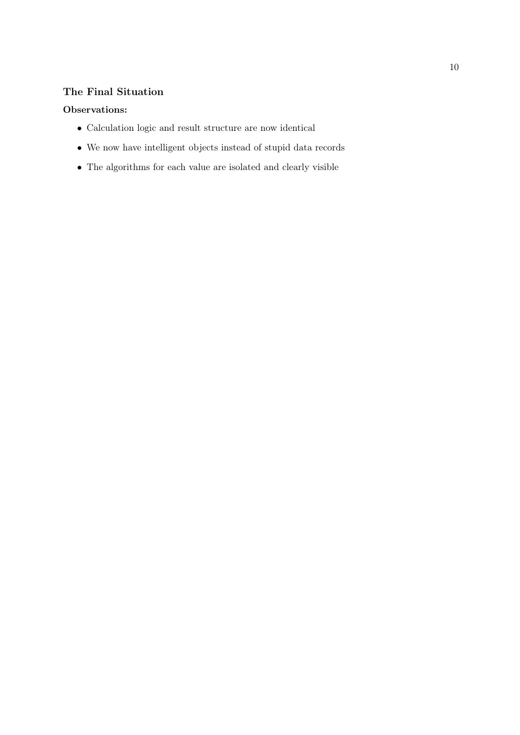### The Final Situation

**Observations:**

- Calculation logic and result structure are now identical
- We now have intelligent objects instead of stupid data records
- The algorithms for each value are isolated and clearly visible